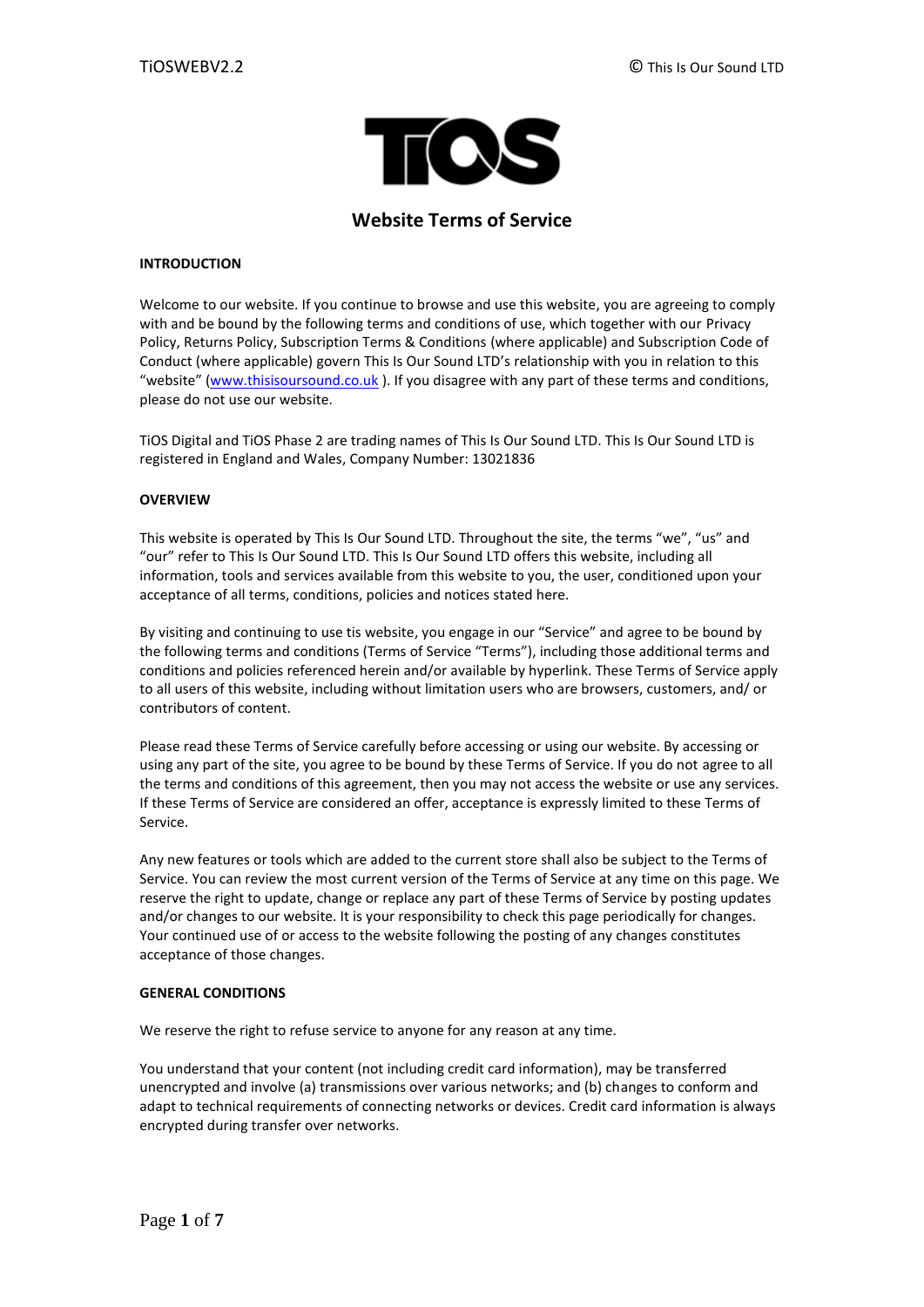# Website Terms of Service

**INTRODUCTION**

Welcome to our website. If you continue to browse and use this website, you are agreeing to comply with and be bound by the following terms and conditions of use, which together with our Privacy Policy, Returns Policy, Subscription Terms & Conditions (where applicable) and Subscription Code of Conduct (where applicable) govern This Is Our Sound LTD's relationship with you in relation to this "website" ([www.thisisoursound.co.uk](http://www.thisisoursound.co.uk) ). If you disagree with any part of these terms and conditions, please do not use our website.

TiOS Digital and TiOS Phase 2 are trading names of This Is Our Sound LTD. This Is Our Sound LTD is registered in England and Wales, Company Number: 13021836

**OVERVIEW**

This website is operated by This Is Our Sound LTD. Throughout the site, the terms "we", "us" and "our" refer to This Is Our Sound LTD. This Is Our Sound LTD offers this website, including all information, tools and services available from this website to you, the user, conditioned upon your acceptance of all terms, conditions, policies and notices stated here.

By visiting and continuing to use tis website, you engage in our "Service" and agree to be bound by the following terms and conditions (Terms of Service "Terms"), including those additional terms and conditions and policies referenced herein and/or available by hyperlink. These Terms of Service apply to all users of this website, including without limitation users who are browsers, customers, and/ or contributors of content.

Please read these Terms of Service carefully before accessing or using our website. By accessing or using any part of the site, you agree to be bound by these Terms of Service. If you do not agree to all the terms and conditions of this agreement, then you may not access the website or use any services. If these Terms of Service are considered an offer, acceptance is expressly limited to these Terms of Service.

Any new features or tools which are added to the current store shall also be subject to the Terms of Service. You can review the most current version of the Terms of Service at any time on this page. We reserve the right to update, change or replace any part of these Terms of Service by posting updates and/or changes to our website. It is your responsibility to check this page periodically for changes. Your continued use of or access to the website following the posting of any changes constitutes acceptance of those changes.

**GENERAL CONDITIONS**

We reserve the right to refuse service to anyone for any reason at any time.

You understand that your content (not including credit card information), may be transferred unencrypted and involve (a) transmissions over various networks; and (b) changes to conform and adapt to technical requirements of connecting networks or devices. Credit card information is always encrypted during transfer over networks.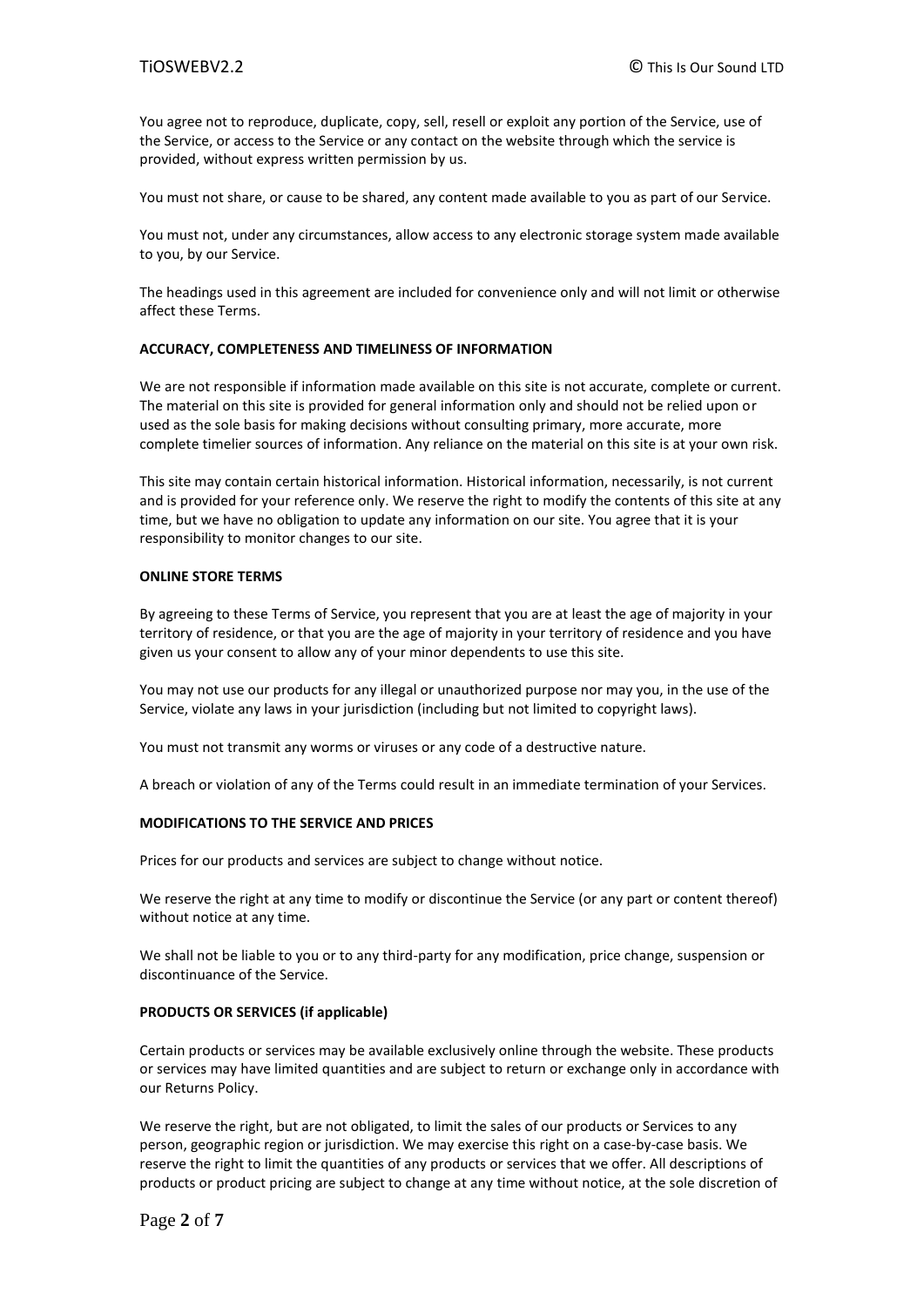You agree not to reproduce, duplicate, copy, sell, resell or exploit any portion of the Service, use of the Service, or access to the Service or any contact on the website through which the service is provided, without express written permission by us.

You must not share, or cause to be shared, any content made available to you as part of our Service.

You must not, under any circumstances, allow access to any electronic storage system made available to you, by our Service.

The headings used in this agreement are included for convenience only and will not limit or otherwise affect these Terms.

**ACCURACY, COMPLETENESS AND TIMELINESS OF INFORMATION**

We are not responsible if information made available on this site is not accurate, complete or current. The material on this site is provided for general information only and should not be relied upon or used as the sole basis for making decisions without consulting primary, more accurate, more complete timelier sources of information. Any reliance on the material on this site is at your own risk.

This site may contain certain historical information. Historical information, necessarily, is not current and is provided for your reference only. We reserve the right to modify the contents of this site at any time, but we have no obligation to update any information on our site. You agree that it is your responsibility to monitor changes to our site.

**ONLINE STORE TERMS**

By agreeing to these Terms of Service, you represent that you are at least the age of majority in your territory of residence, or that you are the age of majority in your territory of residence and you have given us your consent to allow any of your minor dependents to use this site.

You may not use our products for any illegal or unauthorized purpose nor may you, in the use of the Service, violate any laws in your jurisdiction (including but not limited to copyright laws).

You must not transmit any worms or viruses or any code of a destructive nature.

A breach or violation of any of the Terms could result in an immediate termination of your Services.

**MODIFICATIONS TO THE SERVICE AND PRICES**

Prices for our products and services are subject to change without notice.

We reserve the right at any time to modify or discontinue the Service (or any part or content thereof) without notice at any time.

We shall not be liable to you or to any third-party for any modification, price change, suspension or discontinuance of the Service.

**PRODUCTS OR SERVICES (if applicable)**

Certain products or services may be available exclusively online through the website. These products or services may have limited quantities and are subject to return or exchange only in accordance with our Returns Policy.

We reserve the right, but are not obligated, to limit the sales of our products or Services to any person, geographic region or jurisdiction. We may exercise this right on a case-by-case basis. We reserve the right to limit the quantities of any products or services that we offer. All descriptions of products or product pricing are subject to change at any time without notice, at the sole discretion of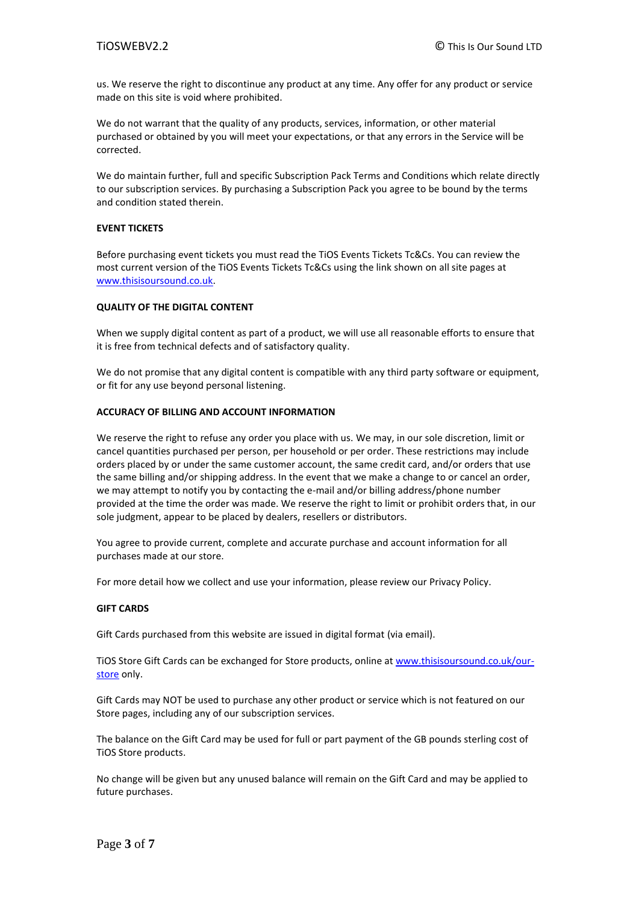us. We reserve the right to discontinue any product at any time. Any offer for any product or service made on this site is void where prohibited.

We do not warrant that the quality of any products, services, information, or other material purchased or obtained by you will meet your expectations, or that any errors in the Service will be corrected.

We do maintain further, full and specific Subscription Pack Terms and Conditions which relate directly to our subscription services. By purchasing a Subscription Pack you agree to be bound by the terms and condition stated therein.

**EVENT TICKETS**

Before purchasing event tickets you must read the TiOS Events Tickets Tc&Cs. You can review the most current version of the TiOS Events Tickets Tc&Cs using the link shown on all site pages at [www.thisisoursound.co.uk](www.thisisoursound.co.uk).

**QUALITY OF THE DIGITAL CONTENT**

When we supply digital content as part of a product, we will use all reasonable efforts to ensure that it is free from technical defects and of satisfactory quality.

We do not promise that any digital content is compatible with any third party software or equipment, or fit for any use beyond personal listening.

**ACCURACY OF BILLING AND ACCOUNT INFORMATION**

We reserve the right to refuse any order you place with us. We may, in our sole discretion, limit or cancel quantities purchased per person, per household or per order. These restrictions may include orders placed by or under the same customer account, the same credit card, and/or orders that use the same billing and/or shipping address. In the event that we make a change to or cancel an order, we may attempt to notify you by contacting the e-mail and/or billing address/phone number provided at the time the order was made. We reserve the right to limit or prohibit orders that, in our sole judgment, appear to be placed by dealers, resellers or distributors.

You agree to provide current, complete and accurate purchase and account information for all purchases made at our store.

For more detail how we collect and use your information, please review our Privacy Policy.

**GIFT CARDS**

Gift Cards purchased from this website are issued in digital format (via email).

TiOS Store Gift Cards can be exchanged for Store products, online at [www.thisisoursound.co.uk/our-store](www.thisisoursound.co.uk/our-store) only.

Gift Cards may NOT be used to purchase any other product or service which is not featured on our Store pages, including any of our subscription services.

The balance on the Gift Card may be used for full or part payment of the GB pounds sterling cost of TiOS Store products.

No change will be given but any unused balance will remain on the Gift Card and may be applied to future purchases.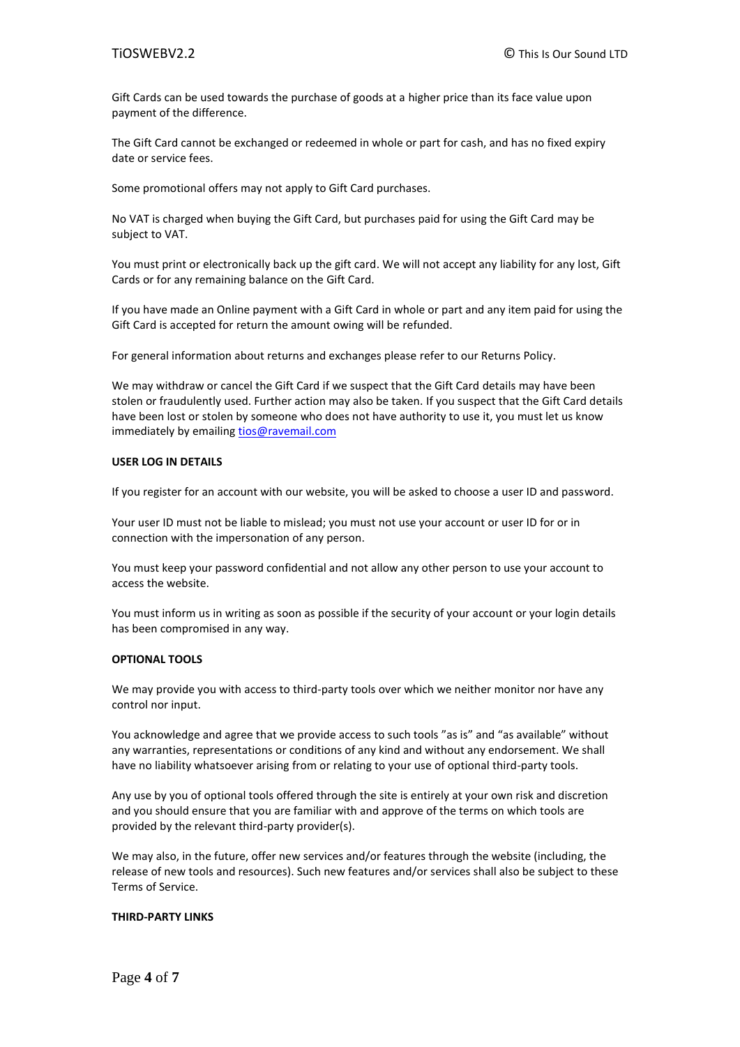Gift Cards can be used towards the purchase of goods at a higher price than its face value upon payment of the difference.

The Gift Card cannot be exchanged or redeemed in whole or part for cash, and has no fixed expiry date or service fees.

Some promotional offers may not apply to Gift Card purchases.

No VAT is charged when buying the Gift Card, but purchases paid for using the Gift Card may be subject to VAT.

You must print or electronically back up the gift card. We will not accept any liability for any lost, Gift Cards or for any remaining balance on the Gift Card.

If you have made an Online payment with a Gift Card in whole or part and any item paid for using the Gift Card is accepted for return the amount owing will be refunded.

For general information about returns and exchanges please refer to our Returns Policy.

We may withdraw or cancel the Gift Card if we suspect that the Gift Card details may have been stolen or fraudulently used. Further action may also be taken. If you suspect that the Gift Card details have been lost or stolen by someone who does not have authority to use it, you must let us know immediately by emailing tios@ravemail.com

**USER LOG IN DETAILS**

If you register for an account with our website, you will be asked to choose a user ID and password.

Your user ID must not be liable to mislead; you must not use your account or user ID for or in connection with the impersonation of any person.

You must keep your password confidential and not allow any other person to use your account to access the website.

You must inform us in writing as soon as possible if the security of your account or your login details has been compromised in any way.

**OPTIONAL TOOLS**

We may provide you with access to third-party tools over which we neither monitor nor have any control nor input.

You acknowledge and agree that we provide access to such tools "as is" and "as available" without any warranties, representations or conditions of any kind and without any endorsement. We shall have no liability whatsoever arising from or relating to your use of optional third-party tools.

Any use by you of optional tools offered through the site is entirely at your own risk and discretion and you should ensure that you are familiar with and approve of the terms on which tools are provided by the relevant third-party provider(s).

We may also, in the future, offer new services and/or features through the website (including, the release of new tools and resources). Such new features and/or services shall also be subject to these Terms of Service.

**THIRD-PARTY LINKS**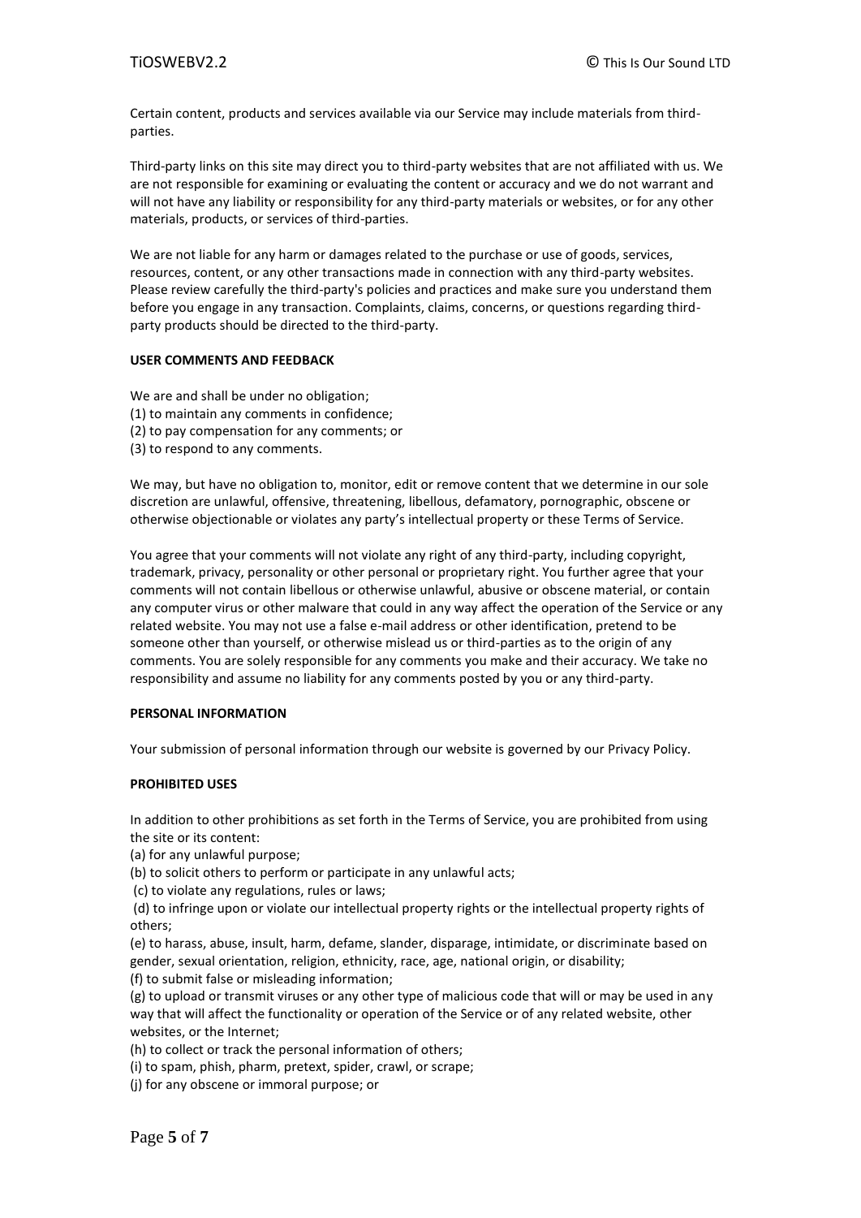Certain content, products and services available via our Service may include materials from third-parties.

Third-party links on this site may direct you to third-party websites that are not affiliated with us. We are not responsible for examining or evaluating the content or accuracy and we do not warrant and will not have any liability or responsibility for any third-party materials or websites, or for any other materials, products, or services of third-parties.

We are not liable for any harm or damages related to the purchase or use of goods, services, resources, content, or any other transactions made in connection with any third-party websites. Please review carefully the third-party's policies and practices and make sure you understand them before you engage in any transaction. Complaints, claims, concerns, or questions regarding third-party products should be directed to the third-party.

**USER COMMENTS AND FEEDBACK**

We are and shall be under no obligation;
(1) to maintain any comments in confidence;
(2) to pay compensation for any comments; or
(3) to respond to any comments.

We may, but have no obligation to, monitor, edit or remove content that we determine in our sole discretion are unlawful, offensive, threatening, libellous, defamatory, pornographic, obscene or otherwise objectionable or violates any party's intellectual property or these Terms of Service.

You agree that your comments will not violate any right of any third-party, including copyright, trademark, privacy, personality or other personal or proprietary right. You further agree that your comments will not contain libellous or otherwise unlawful, abusive or obscene material, or contain any computer virus or other malware that could in any way affect the operation of the Service or any related website. You may not use a false e-mail address or other identification, pretend to be someone other than yourself, or otherwise mislead us or third-parties as to the origin of any comments. You are solely responsible for any comments you make and their accuracy. We take no responsibility and assume no liability for any comments posted by you or any third-party.

**PERSONAL INFORMATION**

Your submission of personal information through our website is governed by our Privacy Policy.

**PROHIBITED USES**

In addition to other prohibitions as set forth in the Terms of Service, you are prohibited from using the site or its content:
(a) for any unlawful purpose;
(b) to solicit others to perform or participate in any unlawful acts;
(c) to violate any regulations, rules or laws;
(d) to infringe upon or violate our intellectual property rights or the intellectual property rights of others;
(e) to harass, abuse, insult, harm, defame, slander, disparage, intimidate, or discriminate based on gender, sexual orientation, religion, ethnicity, race, age, national origin, or disability;
(f) to submit false or misleading information;
(g) to upload or transmit viruses or any other type of malicious code that will or may be used in any way that will affect the functionality or operation of the Service or of any related website, other websites, or the Internet;
(h) to collect or track the personal information of others;
(i) to spam, phish, pharm, pretext, spider, crawl, or scrape;
(j) for any obscene or immoral purpose; or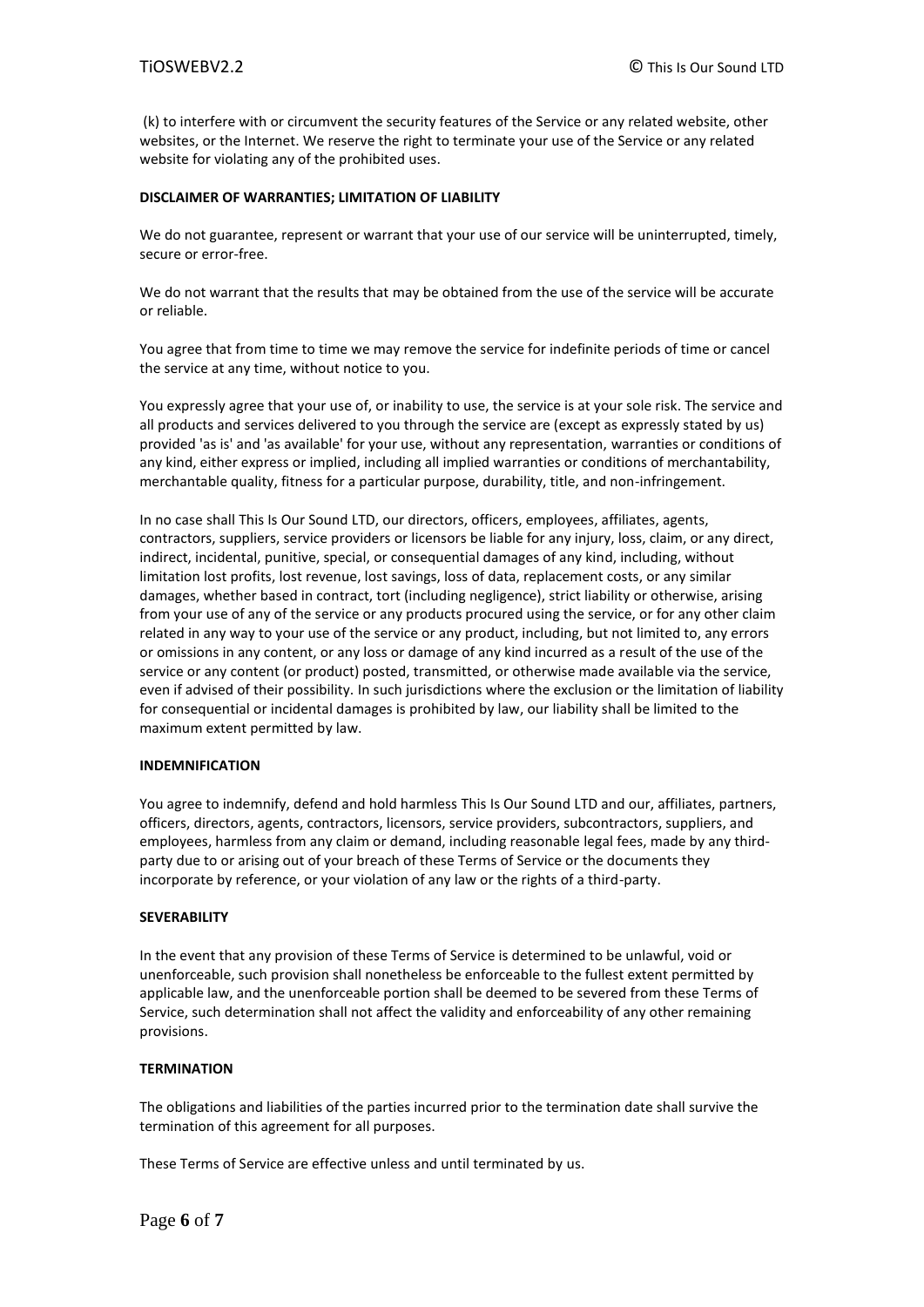(k) to interfere with or circumvent the security features of the Service or any related website, other websites, or the Internet. We reserve the right to terminate your use of the Service or any related website for violating any of the prohibited uses.

**DISCLAIMER OF WARRANTIES; LIMITATION OF LIABILITY**

We do not guarantee, represent or warrant that your use of our service will be uninterrupted, timely, secure or error-free.

We do not warrant that the results that may be obtained from the use of the service will be accurate or reliable.

You agree that from time to time we may remove the service for indefinite periods of time or cancel the service at any time, without notice to you.

You expressly agree that your use of, or inability to use, the service is at your sole risk. The service and all products and services delivered to you through the service are (except as expressly stated by us) provided 'as is' and 'as available' for your use, without any representation, warranties or conditions of any kind, either express or implied, including all implied warranties or conditions of merchantability, merchantable quality, fitness for a particular purpose, durability, title, and non-infringement.

In no case shall This Is Our Sound LTD, our directors, officers, employees, affiliates, agents, contractors, suppliers, service providers or licensors be liable for any injury, loss, claim, or any direct, indirect, incidental, punitive, special, or consequential damages of any kind, including, without limitation lost profits, lost revenue, lost savings, loss of data, replacement costs, or any similar damages, whether based in contract, tort (including negligence), strict liability or otherwise, arising from your use of any of the service or any products procured using the service, or for any other claim related in any way to your use of the service or any product, including, but not limited to, any errors or omissions in any content, or any loss or damage of any kind incurred as a result of the use of the service or any content (or product) posted, transmitted, or otherwise made available via the service, even if advised of their possibility. In such jurisdictions where the exclusion or the limitation of liability for consequential or incidental damages is prohibited by law, our liability shall be limited to the maximum extent permitted by law.

**INDEMNIFICATION**

You agree to indemnify, defend and hold harmless This Is Our Sound LTD and our, affiliates, partners, officers, directors, agents, contractors, licensors, service providers, subcontractors, suppliers, and employees, harmless from any claim or demand, including reasonable legal fees, made by any third-party due to or arising out of your breach of these Terms of Service or the documents they incorporate by reference, or your violation of any law or the rights of a third-party.

**SEVERABILITY**

In the event that any provision of these Terms of Service is determined to be unlawful, void or unenforceable, such provision shall nonetheless be enforceable to the fullest extent permitted by applicable law, and the unenforceable portion shall be deemed to be severed from these Terms of Service, such determination shall not affect the validity and enforceability of any other remaining provisions.

**TERMINATION**

The obligations and liabilities of the parties incurred prior to the termination date shall survive the termination of this agreement for all purposes.

These Terms of Service are effective unless and until terminated by us.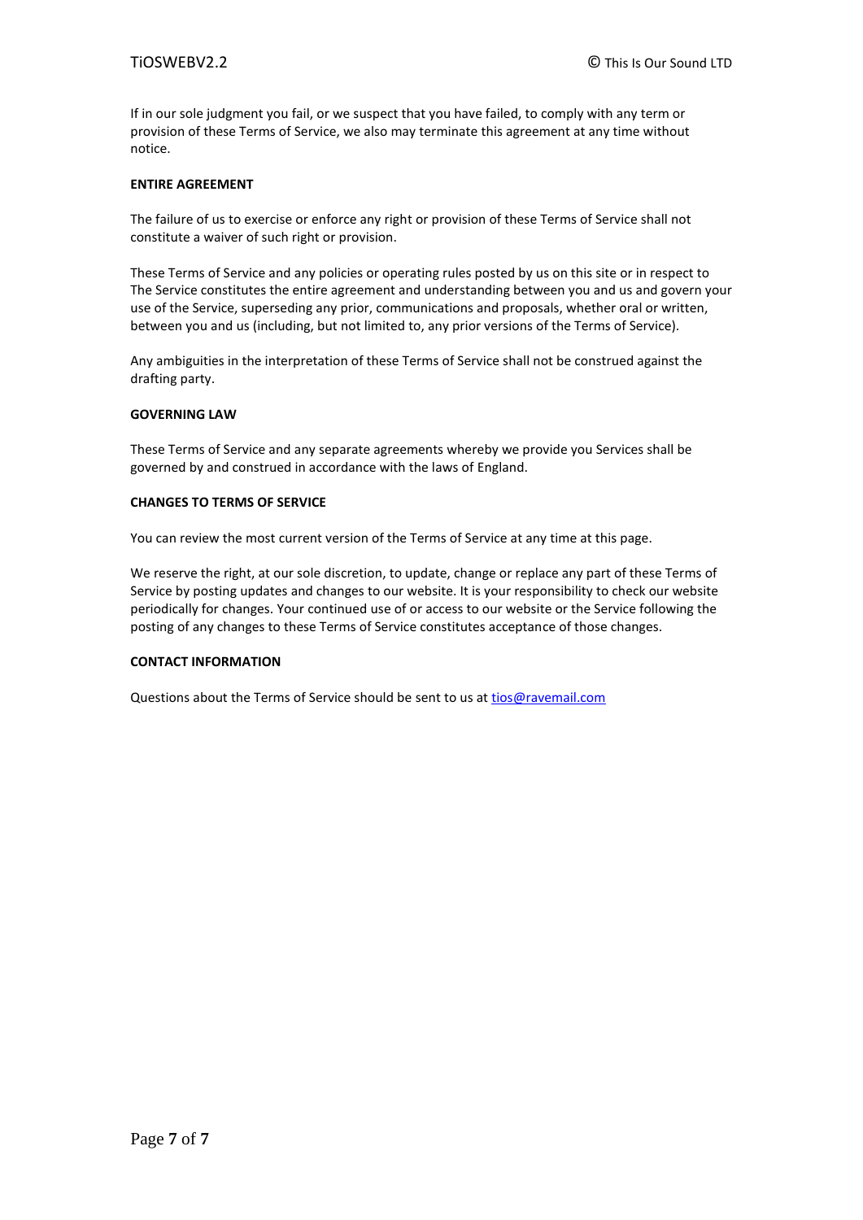If in our sole judgment you fail, or we suspect that you have failed, to comply with any term or provision of these Terms of Service, we also may terminate this agreement at any time without notice.

**ENTIRE AGREEMENT**

The failure of us to exercise or enforce any right or provision of these Terms of Service shall not constitute a waiver of such right or provision.

These Terms of Service and any policies or operating rules posted by us on this site or in respect to The Service constitutes the entire agreement and understanding between you and us and govern your use of the Service, superseding any prior, communications and proposals, whether oral or written, between you and us (including, but not limited to, any prior versions of the Terms of Service).

Any ambiguities in the interpretation of these Terms of Service shall not be construed against the drafting party.

**GOVERNING LAW**

These Terms of Service and any separate agreements whereby we provide you Services shall be governed by and construed in accordance with the laws of England.

**CHANGES TO TERMS OF SERVICE**

You can review the most current version of the Terms of Service at any time at this page.

We reserve the right, at our sole discretion, to update, change or replace any part of these Terms of Service by posting updates and changes to our website. It is your responsibility to check our website periodically for changes. Your continued use of or access to our website or the Service following the posting of any changes to these Terms of Service constitutes acceptance of those changes.

**CONTACT INFORMATION**

Questions about the Terms of Service should be sent to us at tios@ravemail.com